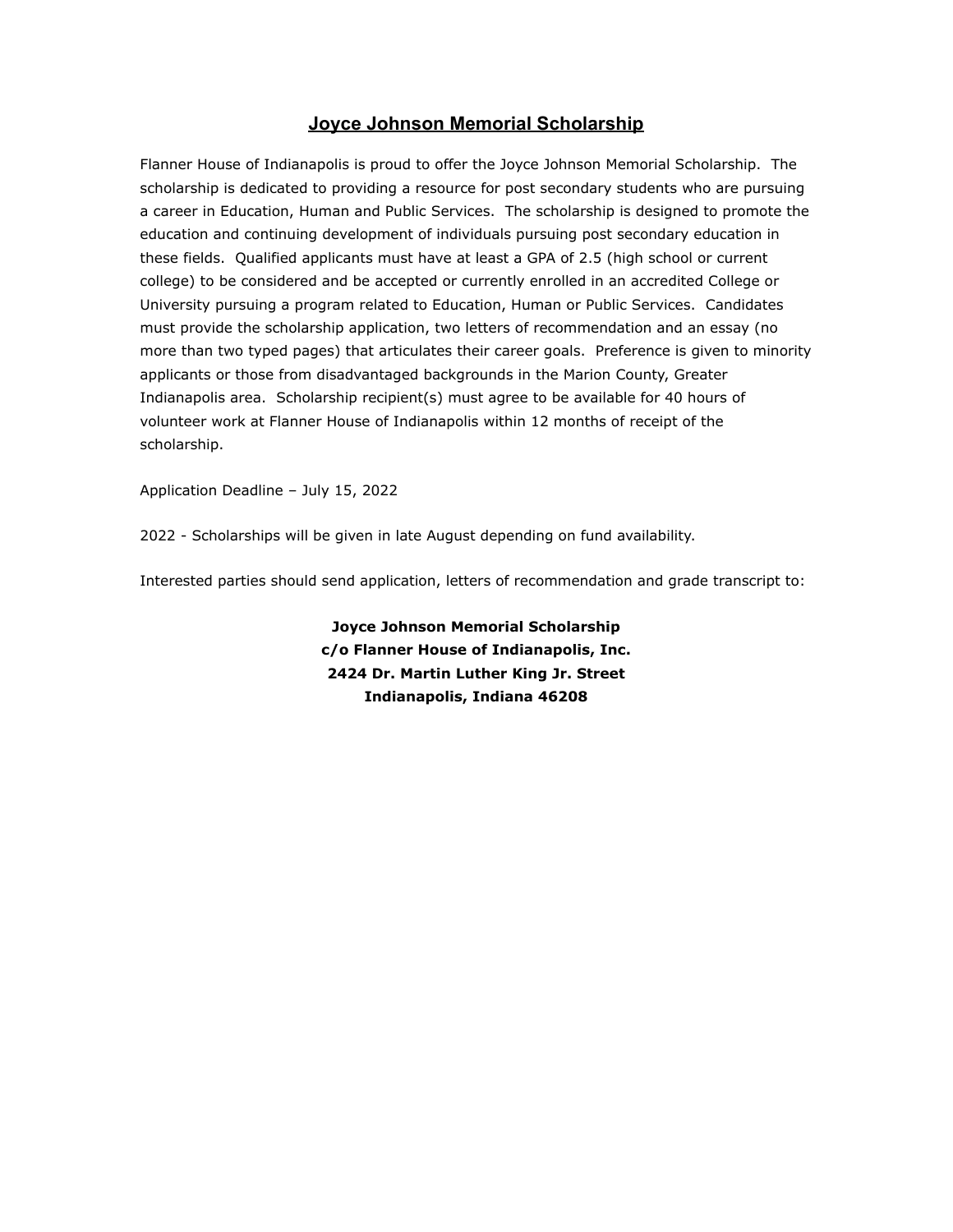# Joyce Johnson Memorial Scholarship

Flanner House of Indianapolis is proud to offer the Joyce Johnson Memorial Scholarship. The scholarship is dedicated to providing a resource for post secondary students who are pursuing a career in Education, Human and Public Services. The scholarship is designed to promote the education and continuing development of individuals pursuing post secondary education in these fields. Qualified applicants must have at least a GPA of 2.5 (high school or current college) to be considered and be accepted or currently enrolled in an accredited College or University pursuing a program related to Education, Human or Public Services. Candidates must provide the scholarship application, two letters of recommendation and an essay (no more than two typed pages) that articulates their career goals. Preference is given to minority applicants or those from disadvantaged backgrounds in the Marion County, Greater Indianapolis area. Scholarship recipient(s) must agree to be available for 40 hours of volunteer work at Flanner House of Indianapolis within 12 months of receipt of the scholarship.

Application Deadline – July 15, 2022

2022 - Scholarships will be given in late August depending on fund availability.

Interested parties should send application, letters of recommendation and grade transcript to:

**Joyce Johnson Memorial Scholarship**
**c/o Flanner House of Indianapolis, Inc.**
**2424 Dr. Martin Luther King Jr. Street**
**Indianapolis, Indiana 46208**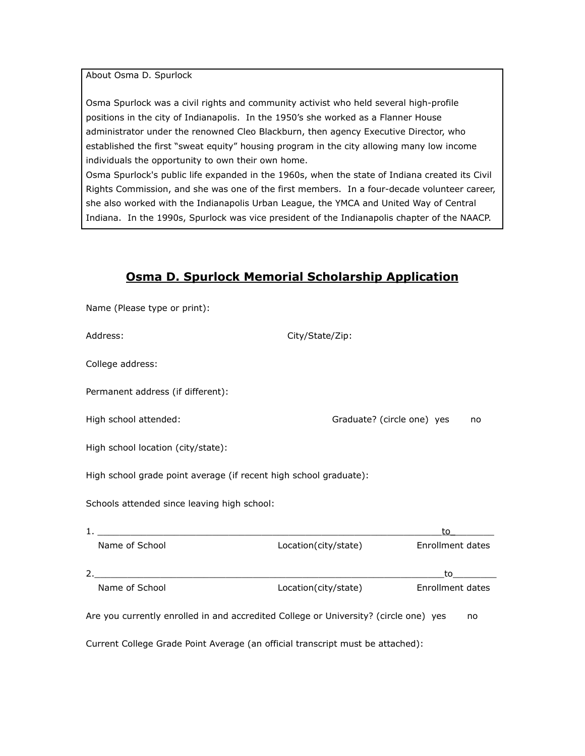About Osma D. Spurlock

Osma Spurlock was a civil rights and community activist who held several high-profile positions in the city of Indianapolis. In the 1950's she worked as a Flanner House administrator under the renowned Cleo Blackburn, then agency Executive Director, who established the first "sweat equity" housing program in the city allowing many low income individuals the opportunity to own their own home.
Osma Spurlock's public life expanded in the 1960s, when the state of Indiana created its Civil Rights Commission, and she was one of the first members. In a four-decade volunteer career, she also worked with the Indianapolis Urban League, the YMCA and United Way of Central Indiana. In the 1990s, Spurlock was vice president of the Indianapolis chapter of the NAACP.

## **Osma D. Spurlock Memorial Scholarship Application**

Name (Please type or print):

Address: City/State/Zip:

College address:

Permanent address (if different):

High school attended: Graduate? (circle one) yes no

High school location (city/state):

High school grade point average (if recent high school graduate):

Schools attended since leaving high school:

1. ________________________________________________________________to________

Name of School Location(city/state) Enrollment dates

2. ________________________________________________________________to________

Name of School Location(city/state) Enrollment dates

Are you currently enrolled in and accredited College or University? (circle one) yes no

Current College Grade Point Average (an official transcript must be attached):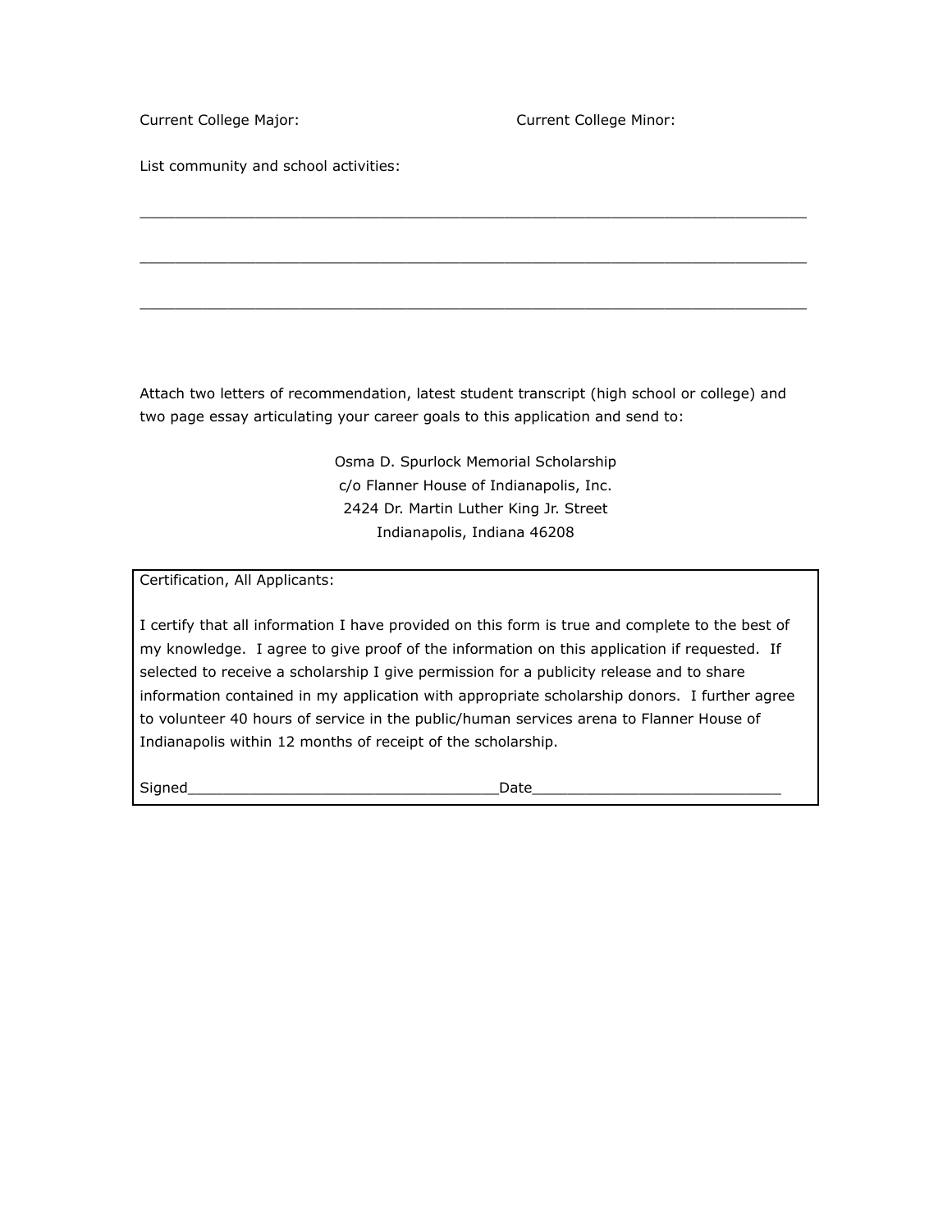Current College Major: Current College Minor:

List community and school activities:

_______________________________________________________________________________

_______________________________________________________________________________

_______________________________________________________________________________

Attach two letters of recommendation, latest student transcript (high school or college) and two page essay articulating your career goals to this application and send to:

Osma D. Spurlock Memorial Scholarship
c/o Flanner House of Indianapolis, Inc.
2424 Dr. Martin Luther King Jr. Street
Indianapolis, Indiana 46208

Certification, All Applicants:

I certify that all information I have provided on this form is true and complete to the best of my knowledge. I agree to give proof of the information on this application if requested. If selected to receive a scholarship I give permission for a publicity release and to share information contained in my application with appropriate scholarship donors. I further agree to volunteer 40 hours of service in the public/human services arena to Flanner House of Indianapolis within 12 months of receipt of the scholarship.

Signed___________________________________Date___________________________